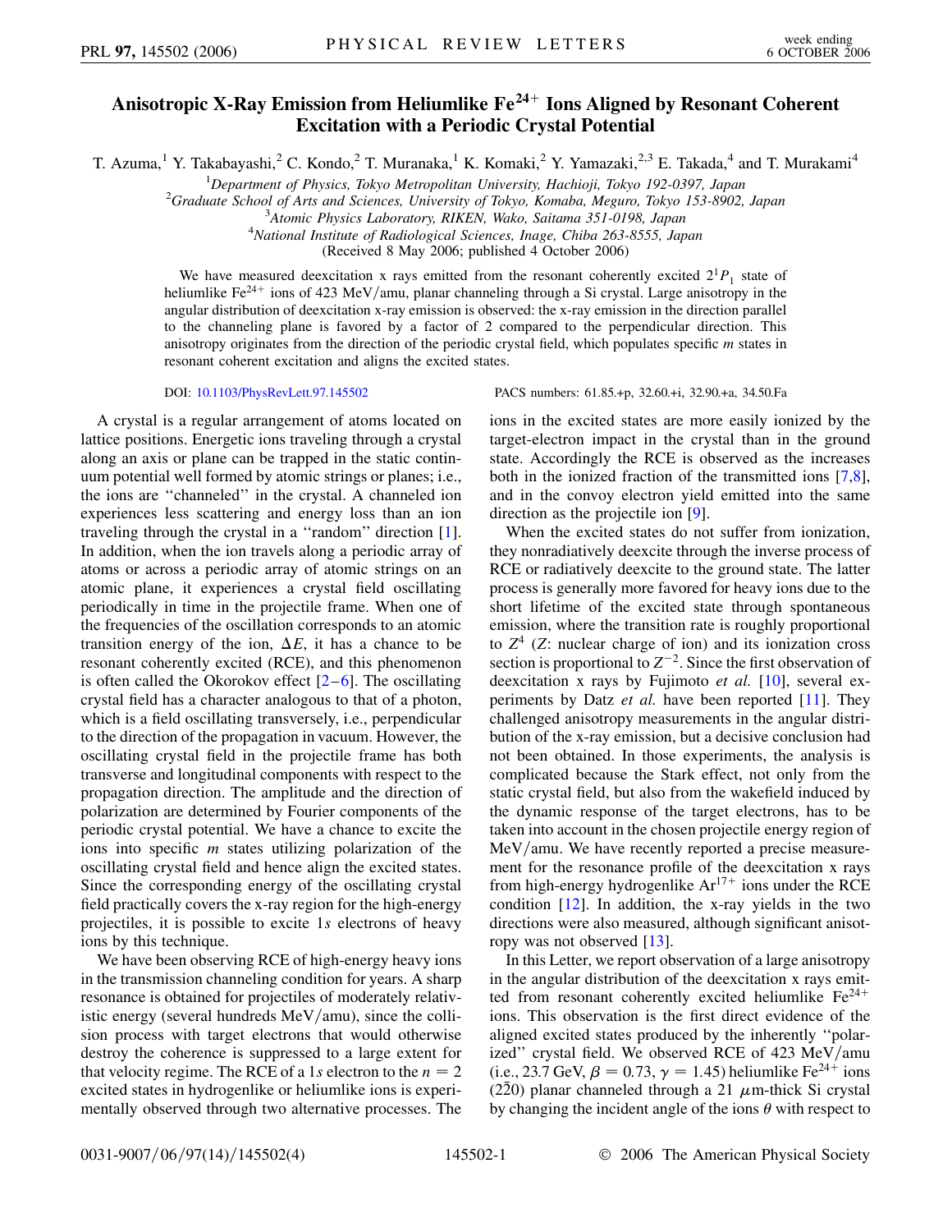# Anisotropic X-Ray Emission from Heliumlike $Fe^{24+}$ Ions Aligned by Resonant Coherent Excitation with a Periodic Crystal Potential

T. Azuma,[1] Y. Takabayashi,[2] C. Kondo,[2] T. Muranaka,[1] K. Komaki,[2] Y. Yamazaki,[2,3] E. Takada,[4] and T. Murakami[4]

[1]*Department of Physics, Tokyo Metropolitan University, Hachioji, Tokyo 192-0397, Japan*
[2]*Graduate School of Arts and Sciences, University of Tokyo, Komaba, Meguro, Tokyo 153-8902, Japan*
[3]*Atomic Physics Laboratory, RIKEN, Wako, Saitama 351-0198, Japan*
[4]*National Institute of Radiological Sciences, Inage, Chiba 263-8555, Japan*

(Received 8 May 2006; published 4 October 2006)

We have measured deexcitation x rays emitted from the resonant coherently excited $2^1P_1$ state of heliumlike $Fe^{24+}$ ions of 423 MeV/amu, planar channeling through a Si crystal. Large anisotropy in the angular distribution of deexcitation x-ray emission is observed: the x-ray emission in the direction parallel to the channeling plane is favored by a factor of 2 compared to the perpendicular direction. This anisotropy originates from the direction of the periodic crystal field, which populates specific $m$ states in resonant coherent excitation and aligns the excited states.

DOI: 10.1103/PhysRevLett.97.145502

PACS numbers: 61.85.+p, 32.60.+i, 32.90.+a, 34.50.Fa

A crystal is a regular arrangement of atoms located on lattice positions. Energetic ions traveling through a crystal along an axis or plane can be trapped in the static continuum potential well formed by atomic strings or planes; i.e., the ions are "channeled" in the crystal. A channeled ion experiences less scattering and energy loss than an ion traveling through the crystal in a "random" direction [1]. In addition, when the ion travels along a periodic array of atoms or across a periodic array of atomic strings on an atomic plane, it experiences a crystal field oscillating periodically in time in the projectile frame. When one of the frequencies of the oscillation corresponds to an atomic transition energy of the ion, $\Delta E$, it has a chance to be resonant coherently excited (RCE), and this phenomenon is often called the Okorokov effect [2–6]. The oscillating crystal field has a character analogous to that of a photon, which is a field oscillating transversely, i.e., perpendicular to the direction of the propagation in vacuum. However, the oscillating crystal field in the projectile frame has both transverse and longitudinal components with respect to the propagation direction. The amplitude and the direction of polarization are determined by Fourier components of the periodic crystal potential. We have a chance to excite the ions into specific $m$ states utilizing polarization of the oscillating crystal field and hence align the excited states. Since the corresponding energy of the oscillating crystal field practically covers the x-ray region for the high-energy projectiles, it is possible to excite $1s$ electrons of heavy ions by this technique.

We have been observing RCE of high-energy heavy ions in the transmission channeling condition for years. A sharp resonance is obtained for projectiles of moderately relativistic energy (several hundreds MeV/amu), since the collision process with target electrons that would otherwise destroy the coherence is suppressed to a large extent for that velocity regime. The RCE of a $1s$ electron to the $n = 2$ excited states in hydrogenlike or heliumlike ions is experimentally observed through two alternative processes. The ions in the excited states are more easily ionized by the target-electron impact in the crystal than in the ground state. Accordingly the RCE is observed as the increases both in the ionized fraction of the transmitted ions [7,8], and in the convoy electron yield emitted into the same direction as the projectile ion [9].

When the excited states do not suffer from ionization, they nonradiatively deexcite through the inverse process of RCE or radiatively deexcite to the ground state. The latter process is generally more favored for heavy ions due to the short lifetime of the excited state through spontaneous emission, where the transition rate is roughly proportional to $Z^4$ ($Z$: nuclear charge of ion) and its ionization cross section is proportional to $Z^{-2}$. Since the first observation of deexcitation x rays by Fujimoto *et al.* [10], several experiments by Datz *et al.* have been reported [11]. They challenged anisotropy measurements in the angular distribution of the x-ray emission, but a decisive conclusion had not been obtained. In those experiments, the analysis is complicated because the Stark effect, not only from the static crystal field, but also from the wakefield induced by the dynamic response of the target electrons, has to be taken into account in the chosen projectile energy region of MeV/amu. We have recently reported a precise measurement for the resonance profile of the deexcitation x rays from high-energy hydrogenlike $Ar^{17+}$ ions under the RCE condition [12]. In addition, the x-ray yields in the two directions were also measured, although significant anisotropy was not observed [13].

In this Letter, we report observation of a large anisotropy in the angular distribution of the deexcitation x rays emitted from resonant coherently excited heliumlike $Fe^{24+}$ ions. This observation is the first direct evidence of the aligned excited states produced by the inherently "polarized" crystal field. We observed RCE of 423 MeV/amu (i.e., 23.7 GeV, $\beta = 0.73$, $\gamma = 1.45$) heliumlike $Fe^{24+}$ ions $(2\bar{2}0)$ planar channeled through a 21 $\mu$m-thick Si crystal by changing the incident angle of the ions $\theta$ with respect to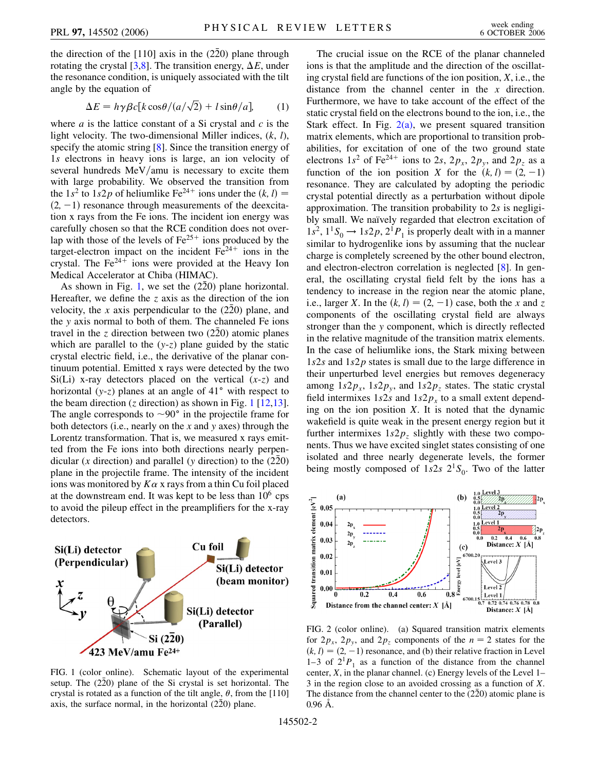the direction of the [110] axis in the $(2\bar{2}0)$ plane through rotating the crystal [3,8]. The transition energy, $\Delta E$, under the resonance condition, is uniquely associated with the tilt angle by the equation of

$$\Delta E = h\gamma\beta c[k\cos\theta/(a/\sqrt{2}) + l\sin\theta/a], \tag{1}$$

where $a$ is the lattice constant of a Si crystal and $c$ is the light velocity. The two-dimensional Miller indices, $(k, l)$, specify the atomic string [8]. Since the transition energy of $1s$ electrons in heavy ions is large, an ion velocity of several hundreds MeV/amu is necessary to excite them with large probability. We observed the transition from the $1s^2$ to $1s2p$ of heliumlike $Fe^{24+}$ ions under the $(k, l) = (2, -1)$ resonance through measurements of the deexcitation x rays from the Fe ions. The incident ion energy was carefully chosen so that the RCE condition does not overlap with those of the levels of $Fe^{25+}$ ions produced by the target-electron impact on the incident $Fe^{24+}$ ions in the crystal. The $Fe^{24+}$ ions were provided at the Heavy Ion Medical Accelerator at Chiba (HIMAC).

As shown in Fig. 1, we set the $(2\bar{2}0)$ plane horizontal. Hereafter, we define the $z$ axis as the direction of the ion velocity, the $x$ axis perpendicular to the $(2\bar{2}0)$ plane, and the $y$ axis normal to both of them. The channeled Fe ions travel in the $z$ direction between two $(2\bar{2}0)$ atomic planes which are parallel to the ($y$-$z$) plane guided by the static crystal electric field, i.e., the derivative of the planar continuum potential. Emitted x rays were detected by the two Si(Li) x-ray detectors placed on the vertical ($x$-$z$) and horizontal ($y$-$z$) planes at an angle of 41° with respect to the beam direction ($z$ direction) as shown in Fig. 1 [12,13]. The angle corresponds to ~90° in the projectile frame for both detectors (i.e., nearly on the $x$ and $y$ axes) through the Lorentz transformation. That is, we measured x rays emitted from the Fe ions into both directions nearly perpendicular ($x$ direction) and parallel ($y$ direction) to the $(2\bar{2}0)$ plane in the projectile frame. The intensity of the incident ions was monitored by $K\alpha$ x rays from a thin Cu foil placed at the downstream end. It was kept to be less than $10^6$ cps to avoid the pileup effect in the preamplifiers for the x-ray detectors.

FIG. 1 (color online). Schematic layout of the experimental setup. The $(2\bar{2}0)$ plane of the Si crystal is set horizontal. The crystal is rotated as a function of the tilt angle, $\theta$, from the [110] axis, the surface normal, in the horizontal $(2\bar{2}0)$ plane.

The crucial issue on the RCE of the planar channeled ions is that the amplitude and the direction of the oscillating crystal field are functions of the ion position, $X$, i.e., the distance from the channel center in the $x$ direction. Furthermore, we have to take account of the effect of the static crystal field on the electrons bound to the ion, i.e., the Stark effect. In Fig. 2(a), we present squared transition matrix elements, which are proportional to transition probabilities, for excitation of one of the two ground state electrons $1s^2$ of $Fe^{24+}$ ions to $2s$, $2p_x$, $2p_y$, and $2p_z$ as a function of the ion position $X$ for the $(k, l) = (2, -1)$ resonance. They are calculated by adopting the periodic crystal potential directly as a perturbation without dipole approximation. The transition probability to $2s$ is negligibly small. We naïvely regarded that electron excitation of $1s^2$, $1^1S_0 \rightarrow 1s2p$, $2^1P_1$ is properly dealt with in a manner similar to hydrogenlike ions by assuming that the nuclear charge is completely screened by the other bound electron, and electron-electron correlation is neglected [8]. In general, the oscillating crystal field felt by the ions has a tendency to increase in the region near the atomic plane, i.e., larger $X$. In the $(k, l) = (2, -1)$ case, both the $x$ and $z$ components of the oscillating crystal field are always stronger than the $y$ component, which is directly reflected in the relative magnitude of the transition matrix elements. In the case of heliumlike ions, the Stark mixing between $1s2s$ and $1s2p$ states is small due to the large difference in their unperturbed level energies but removes degeneracy among $1s2p_x$, $1s2p_y$, and $1s2p_z$ states. The static crystal field intermixes $1s2s$ and $1s2p_x$ to a small extent depending on the ion position $X$. It is noted that the dynamic wakefield is quite weak in the present energy region but it further intermixes $1s2p_z$ slightly with these two components. Thus we have excited singlet states consisting of one isolated and three nearly degenerate levels, the former being mostly composed of $1s2s$ $2^1S_0$. Two of the latter

FIG. 2 (color online). (a) Squared transition matrix elements for $2p_x$, $2p_y$, and $2p_z$ components of the $n = 2$ states for the $(k, l) = (2, -1)$ resonance, and (b) their relative fraction in Level 1–3 of $2^1P_1$ as a function of the distance from the channel center, $X$, in the planar channel. (c) Energy levels of the Level 1–3 in the region close to an avoided crossing as a function of $X$. The distance from the channel center to the $(2\bar{2}0)$ atomic plane is 0.96 Å.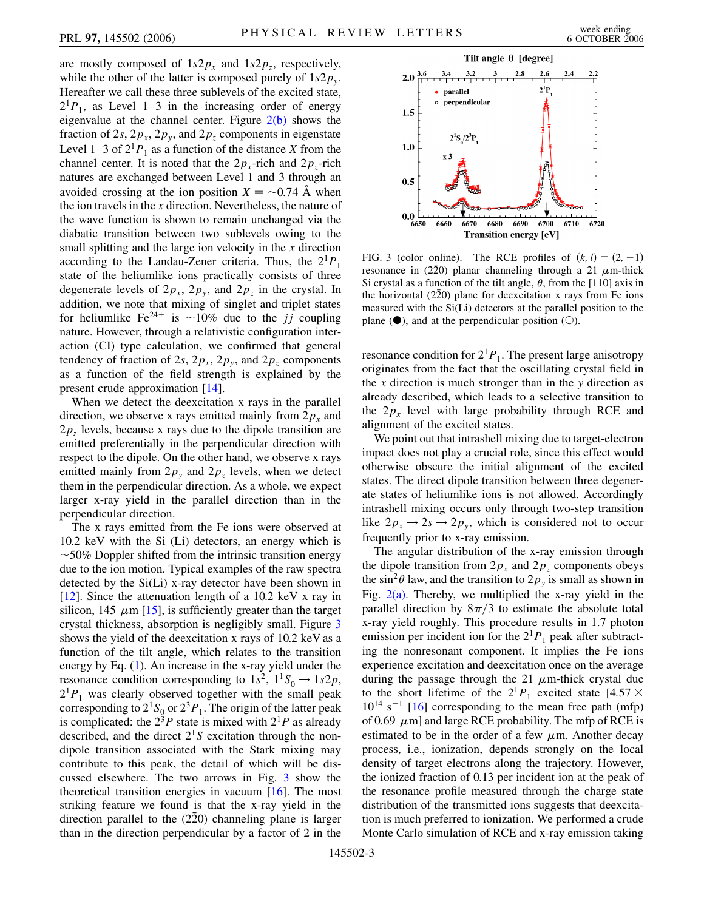are mostly composed of $1s2p_x$ and $1s2p_z$, respectively, while the other of the latter is composed purely of $1s2p_y$. Hereafter we call these three sublevels of the excited state, $2^1P_1$, as Level 1–3 in the increasing order of energy eigenvalue at the channel center. Figure 2(b) shows the fraction of $2s$, $2p_x$, $2p_y$, and $2p_z$ components in eigenstate Level 1–3 of $2^1P_1$ as a function of the distance $X$ from the channel center. It is noted that the $2p_x$-rich and $2p_z$-rich natures are exchanged between Level 1 and 3 through an avoided crossing at the ion position $X = \sim 0.74$ Å when the ion travels in the $x$ direction. Nevertheless, the nature of the wave function is shown to remain unchanged via the diabatic transition between two sublevels owing to the small splitting and the large ion velocity in the $x$ direction according to the Landau-Zener criteria. Thus, the $2^1P_1$ state of the heliumlike ions practically consists of three degenerate levels of $2p_x$, $2p_y$, and $2p_z$ in the crystal. In addition, we note that mixing of singlet and triplet states for heliumlike $Fe^{24+}$ is ~10% due to the $jj$ coupling nature. However, through a relativistic configuration interaction (CI) type calculation, we confirmed that general tendency of fraction of $2s$, $2p_x$, $2p_y$, and $2p_z$ components as a function of the field strength is explained by the present crude approximation [14].

When we detect the deexcitation x rays in the parallel direction, we observe x rays emitted mainly from $2p_x$ and $2p_z$ levels, because x rays due to the dipole transition are emitted preferentially in the perpendicular direction with respect to the dipole. On the other hand, we observe x rays emitted mainly from $2p_y$ and $2p_z$ levels, when we detect them in the perpendicular direction. As a whole, we expect larger x-ray yield in the parallel direction than in the perpendicular direction.

The x rays emitted from the Fe ions were observed at 10.2 keV with the Si (Li) detectors, an energy which is ~50% Doppler shifted from the intrinsic transition energy due to the ion motion. Typical examples of the raw spectra detected by the Si(Li) x-ray detector have been shown in [12]. Since the attenuation length of a 10.2 keV x ray in silicon, 145 $\mu$m [15], is sufficiently greater than the target crystal thickness, absorption is negligibly small. Figure 3 shows the yield of the deexcitation x rays of 10.2 keV as a function of the tilt angle, which relates to the transition energy by Eq. (1). An increase in the x-ray yield under the resonance condition corresponding to $1s^2$, $1^1S_0 \rightarrow 1s2p$, $2^1P_1$ was clearly observed together with the small peak corresponding to $2^1S_0$ or $2^3P_1$. The origin of the latter peak is complicated: the $2^3P$ state is mixed with $2^1P$ as already described, and the direct $2^1S$ excitation through the nondipole transition associated with the Stark mixing may contribute to this peak, the detail of which will be discussed elsewhere. The two arrows in Fig. 3 show the theoretical transition energies in vacuum [16]. The most striking feature we found is that the x-ray yield in the direction parallel to the $(2\bar{2}0)$ channeling plane is larger than in the direction perpendicular by a factor of 2 in the resonance condition for $2^1P_1$. The present large anisotropy originates from the fact that the oscillating crystal field in the $x$ direction is much stronger than in the $y$ direction as already described, which leads to a selective transition to the $2p_x$ level with large probability through RCE and alignment of the excited states.

FIG. 3 (color online). The RCE profiles of $(k, l) = (2, -1)$ resonance in $(2\bar{2}0)$ planar channeling through a 21 $\mu$m-thick Si crystal as a function of the tilt angle, $\theta$, from the [110] axis in the horizontal $(2\bar{2}0)$ plane for deexcitation x rays from Fe ions measured with the Si(Li) detectors at the parallel position to the plane (●), and at the perpendicular position (○).

We point out that intrashell mixing due to target-electron impact does not play a crucial role, since this effect would otherwise obscure the initial alignment of the excited states. The direct dipole transition between three degenerate states of heliumlike ions is not allowed. Accordingly intrashell mixing occurs only through two-step transition like $2p_x \rightarrow 2s \rightarrow 2p_y$, which is considered not to occur frequently prior to x-ray emission.

The angular distribution of the x-ray emission through the dipole transition from $2p_x$ and $2p_z$ components obeys the $\sin^2\theta$ law, and the transition to $2p_y$ is small as shown in Fig. 2(a). Thereby, we multiplied the x-ray yield in the parallel direction by $8\pi/3$ to estimate the absolute total x-ray yield roughly. This procedure results in 1.7 photon emission per incident ion for the $2^1P_1$ peak after subtracting the nonresonant component. It implies the Fe ions experience excitation and deexcitation once on the average during the passage through the 21 $\mu$m-thick crystal due to the short lifetime of the $2^1P_1$ excited state [$4.57 \times 10^{14}$ s$^{-1}$ [16] corresponding to the mean free path (mfp) of 0.69 $\mu$m] and large RCE probability. The mfp of RCE is estimated to be in the order of a few $\mu$m. Another decay process, i.e., ionization, depends strongly on the local density of target electrons along the trajectory. However, the ionized fraction of 0.13 per incident ion at the peak of the resonance profile measured through the charge state distribution of the transmitted ions suggests that deexcitation is much preferred to ionization. We performed a crude Monte Carlo simulation of RCE and x-ray emission taking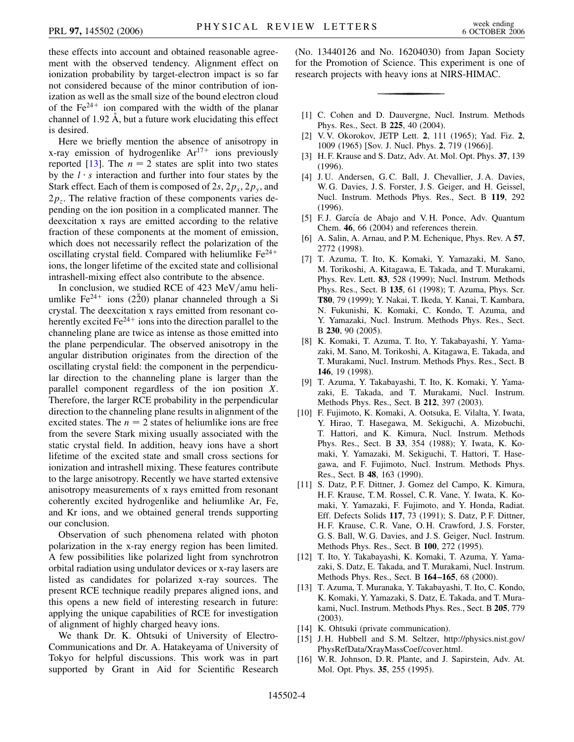these effects into account and obtained reasonable agreement with the observed tendency. Alignment effect on ionization probability by target-electron impact is so far not considered because of the minor contribution of ionization as well as the small size of the bound electron cloud of the $Fe^{24+}$ ion compared with the width of the planar channel of 1.92 Å, but a future work elucidating this effect is desired.

Here we briefly mention the absence of anisotropy in x-ray emission of hydrogenlike $Ar^{17+}$ ions previously reported [13]. The $n = 2$ states are split into two states by the $l \cdot s$ interaction and further into four states by the Stark effect. Each of them is composed of $2s$, $2p_x$, $2p_y$, and $2p_z$. The relative fraction of these components varies depending on the ion position in a complicated manner. The deexcitation x rays are emitted according to the relative fraction of these components at the moment of emission, which does not necessarily reflect the polarization of the oscillating crystal field. Compared with heliumlike $Fe^{24+}$ ions, the longer lifetime of the excited state and collisional intrashell-mixing effect also contribute to the absence.

In conclusion, we studied RCE of 423 MeV/amu heliumlike $Fe^{24+}$ ions $(2\bar{2}0)$ planar channeled through a Si crystal. The deexcitation x rays emitted from resonant coherently excited $Fe^{24+}$ ions into the direction parallel to the channeling plane are twice as intense as those emitted into the plane perpendicular. The observed anisotropy in the angular distribution originates from the direction of the oscillating crystal field: the component in the perpendicular direction to the channeling plane is larger than the parallel component regardless of the ion position $X$. Therefore, the larger RCE probability in the perpendicular direction to the channeling plane results in alignment of the excited states. The $n = 2$ states of heliumlike ions are free from the severe Stark mixing usually associated with the static crystal field. In addition, heavy ions have a short lifetime of the excited state and small cross sections for ionization and intrashell mixing. These features contribute to the large anisotropy. Recently we have started extensive anisotropy measurements of x rays emitted from resonant coherently excited hydrogenlike and heliumlike Ar, Fe, and Kr ions, and we obtained general trends supporting our conclusion.

Observation of such phenomena related with photon polarization in the x-ray energy region has been limited. A few possibilities like polarized light from synchrotron orbital radiation using undulator devices or x-ray lasers are listed as candidates for polarized x-ray sources. The present RCE technique readily prepares aligned ions, and this opens a new field of interesting research in future: applying the unique capabilities of RCE for investigation of alignment of highly charged heavy ions.

We thank Dr. K. Ohtsuki of University of Electro-Communications and Dr. A. Hatakeyama of University of Tokyo for helpful discussions. This work was in part supported by Grant in Aid for Scientific Research (No. 13440126 and No. 16204030) from Japan Society for the Promotion of Science. This experiment is one of research projects with heavy ions at NIRS-HIMAC.

---

[1] C. Cohen and D. Dauvergne, Nucl. Instrum. Methods Phys. Res., Sect. B **225**, 40 (2004).

[2] V. V. Okorokov, JETP Lett. **2**, 111 (1965); Yad. Fiz. **2**, 1009 (1965) [Sov. J. Nucl. Phys. **2**, 719 (1966)].

[3] H. F. Krause and S. Datz, Adv. At. Mol. Opt. Phys. **37**, 139 (1996).

[4] J. U. Andersen, G. C. Ball, J. Chevallier, J. A. Davies, W. G. Davies, J. S. Forster, J. S. Geiger, and H. Geissel, Nucl. Instrum. Methods Phys. Res., Sect. B **119**, 292 (1996).

[5] F. J. García de Abajo and V. H. Ponce, Adv. Quantum Chem. **46**, 66 (2004) and references therein.

[6] A. Salin, A. Arnau, and P. M. Echenique, Phys. Rev. A **57**, 2772 (1998).

[7] T. Azuma, T. Ito, K. Komaki, Y. Yamazaki, M. Sano, M. Torikoshi, A. Kitagawa, E. Takada, and T. Murakami, Phys. Rev. Lett. **83**, 528 (1999); Nucl. Instrum. Methods Phys. Res., Sect. B **135**, 61 (1998); T. Azuma, Phys. Scr. **T80**, 79 (1999); Y. Nakai, T. Ikeda, Y. Kanai, T. Kambara, N. Fukunishi, K. Komaki, C. Kondo, T. Azuma, and Y. Yamazaki, Nucl. Instrum. Methods Phys. Res., Sect. B **230**, 90 (2005).

[8] K. Komaki, T. Azuma, T. Ito, Y. Takabayashi, Y. Yamazaki, M. Sano, M. Torikoshi, A. Kitagawa, E. Takada, and T. Murakami, Nucl. Instrum. Methods Phys. Res., Sect. B **146**, 19 (1998).

[9] T. Azuma, Y. Takabayashi, T. Ito, K. Komaki, Y. Yamazaki, E. Takada, and T. Murakami, Nucl. Instrum. Methods Phys. Res., Sect. B **212**, 397 (2003).

[10] F. Fujimoto, K. Komaki, A. Ootsuka, E. Vilalta, Y. Iwata, Y. Hirao, T. Hasegawa, M. Sekiguchi, A. Mizobuchi, T. Hattori, and K. Kimura, Nucl. Instrum. Methods Phys. Res., Sect. B **33**, 354 (1988); Y. Iwata, K. Komaki, Y. Yamazaki, M. Sekiguchi, T. Hattori, T. Hasegawa, and F. Fujimoto, Nucl. Instrum. Methods Phys. Res., Sect. B **48**, 163 (1990).

[11] S. Datz, P. F. Dittner, J. Gomez del Campo, K. Kimura, H. F. Krause, T. M. Rossel, C. R. Vane, Y. Iwata, K. Komaki, Y. Yamazaki, F. Fujimoto, and Y. Honda, Radiat. Eff. Defects Solids **117**, 73 (1991); S. Datz, P. F. Dittner, H. F. Krause, C. R. Vane, O. H. Crawford, J. S. Forster, G. S. Ball, W. G. Davies, and J. S. Geiger, Nucl. Instrum. Methods Phys. Res., Sect. B **100**, 272 (1995).

[12] T. Ito, Y. Takabayashi, K. Komaki, T. Azuma, Y. Yamazaki, S. Datz, E. Takada, and T. Murakami, Nucl. Instrum. Methods Phys. Res., Sect. B **164–165**, 68 (2000).

[13] T. Azuma, T. Muranaka, Y. Takabayashi, T. Ito, C. Kondo, K. Komaki, Y. Yamazaki, S. Datz, E. Takada, and T. Murakami, Nucl. Instrum. Methods Phys. Res., Sect. B **205**, 779 (2003).

[14] K. Ohtsuki (private communication).

[15] J. H. Hubbell and S. M. Seltzer, http://physics.nist.gov/PhysRefData/XrayMassCoef/cover.html.

[16] W. R. Johnson, D. R. Plante, and J. Sapirstein, Adv. At. Mol. Opt. Phys. **35**, 255 (1995).